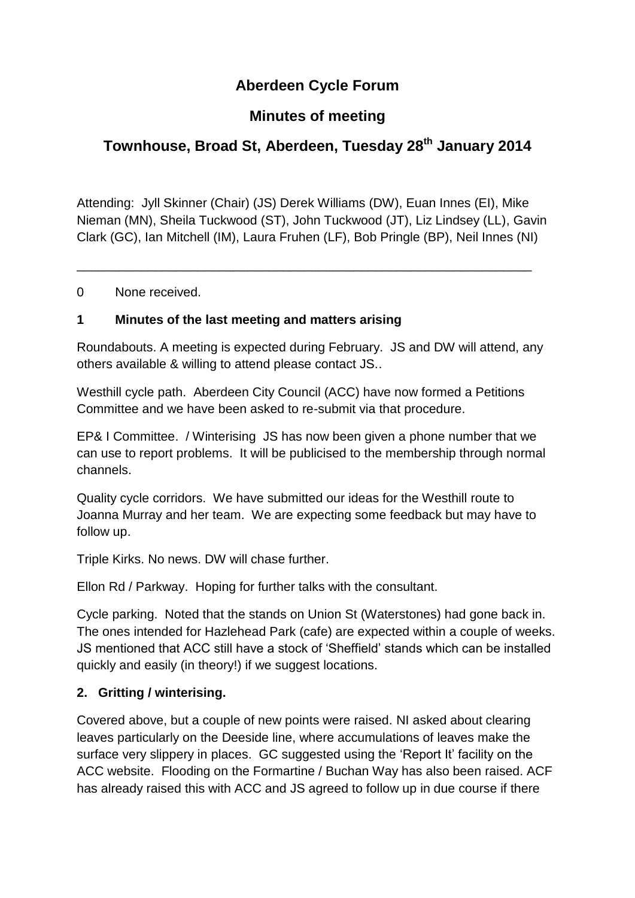# Aberdeen Cycle Forum

## Minutes of meeting

## Townhouse, Broad St, Aberdeen, Tuesday 28th January 2014

Attending: Jyll Skinner (Chair) (JS) Derek Williams (DW), Euan Innes (EI), Mike Nieman (MN), Sheila Tuckwood (ST), John Tuckwood (JT), Liz Lindsey (LL), Gavin Clark (GC), Ian Mitchell (IM), Laura Fruhen (LF), Bob Pringle (BP), Neil Innes (NI)

---

0 None received.

### 1 Minutes of the last meeting and matters arising

Roundabouts. A meeting is expected during February. JS and DW will attend, any others available & willing to attend please contact JS..

Westhill cycle path. Aberdeen City Council (ACC) have now formed a Petitions Committee and we have been asked to re-submit via that procedure.

EP& I Committee. / Winterising JS has now been given a phone number that we can use to report problems. It will be publicised to the membership through normal channels.

Quality cycle corridors. We have submitted our ideas for the Westhill route to Joanna Murray and her team. We are expecting some feedback but may have to follow up.

Triple Kirks. No news. DW will chase further.

Ellon Rd / Parkway. Hoping for further talks with the consultant.

Cycle parking. Noted that the stands on Union St (Waterstones) had gone back in. The ones intended for Hazlehead Park (cafe) are expected within a couple of weeks. JS mentioned that ACC still have a stock of 'Sheffield' stands which can be installed quickly and easily (in theory!) if we suggest locations.

### 2. Gritting / winterising.

Covered above, but a couple of new points were raised. NI asked about clearing leaves particularly on the Deeside line, where accumulations of leaves make the surface very slippery in places. GC suggested using the 'Report It' facility on the ACC website. Flooding on the Formartine / Buchan Way has also been raised. ACF has already raised this with ACC and JS agreed to follow up in due course if there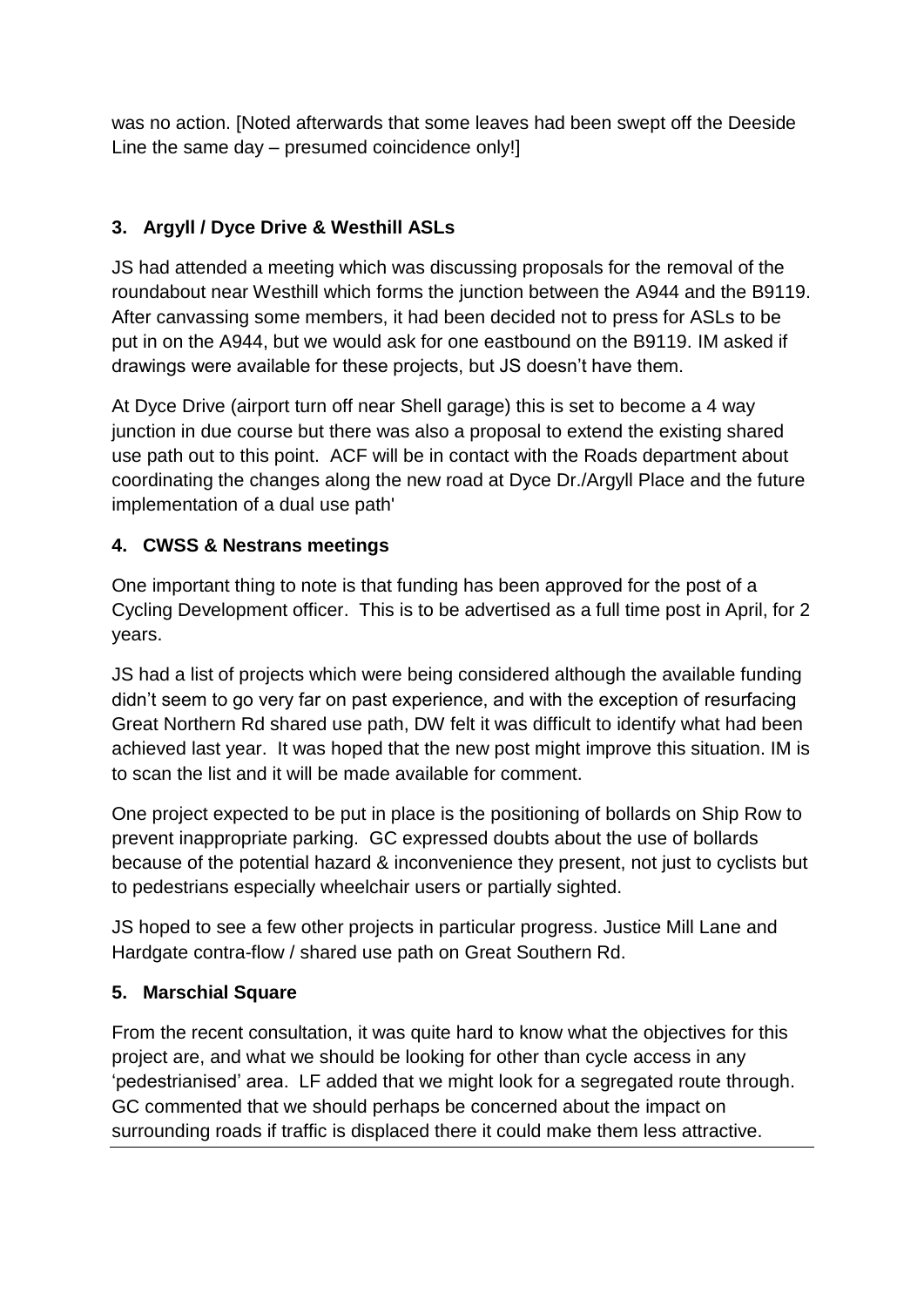was no action. [Noted afterwards that some leaves had been swept off the Deeside Line the same day – presumed coincidence only!]

### 3. Argyll / Dyce Drive & Westhill ASLs

JS had attended a meeting which was discussing proposals for the removal of the roundabout near Westhill which forms the junction between the A944 and the B9119. After canvassing some members, it had been decided not to press for ASLs to be put in on the A944, but we would ask for one eastbound on the B9119. IM asked if drawings were available for these projects, but JS doesn't have them.

At Dyce Drive (airport turn off near Shell garage) this is set to become a 4 way junction in due course but there was also a proposal to extend the existing shared use path out to this point. ACF will be in contact with the Roads department about coordinating the changes along the new road at Dyce Dr./Argyll Place and the future implementation of a dual use path'

### 4. CWSS & Nestrans meetings

One important thing to note is that funding has been approved for the post of a Cycling Development officer. This is to be advertised as a full time post in April, for 2 years.

JS had a list of projects which were being considered although the available funding didn't seem to go very far on past experience, and with the exception of resurfacing Great Northern Rd shared use path, DW felt it was difficult to identify what had been achieved last year. It was hoped that the new post might improve this situation. IM is to scan the list and it will be made available for comment.

One project expected to be put in place is the positioning of bollards on Ship Row to prevent inappropriate parking. GC expressed doubts about the use of bollards because of the potential hazard & inconvenience they present, not just to cyclists but to pedestrians especially wheelchair users or partially sighted.

JS hoped to see a few other projects in particular progress. Justice Mill Lane and Hardgate contra-flow / shared use path on Great Southern Rd.

### 5. Marschial Square

From the recent consultation, it was quite hard to know what the objectives for this project are, and what we should be looking for other than cycle access in any 'pedestrianised' area. LF added that we might look for a segregated route through. GC commented that we should perhaps be concerned about the impact on surrounding roads if traffic is displaced there it could make them less attractive.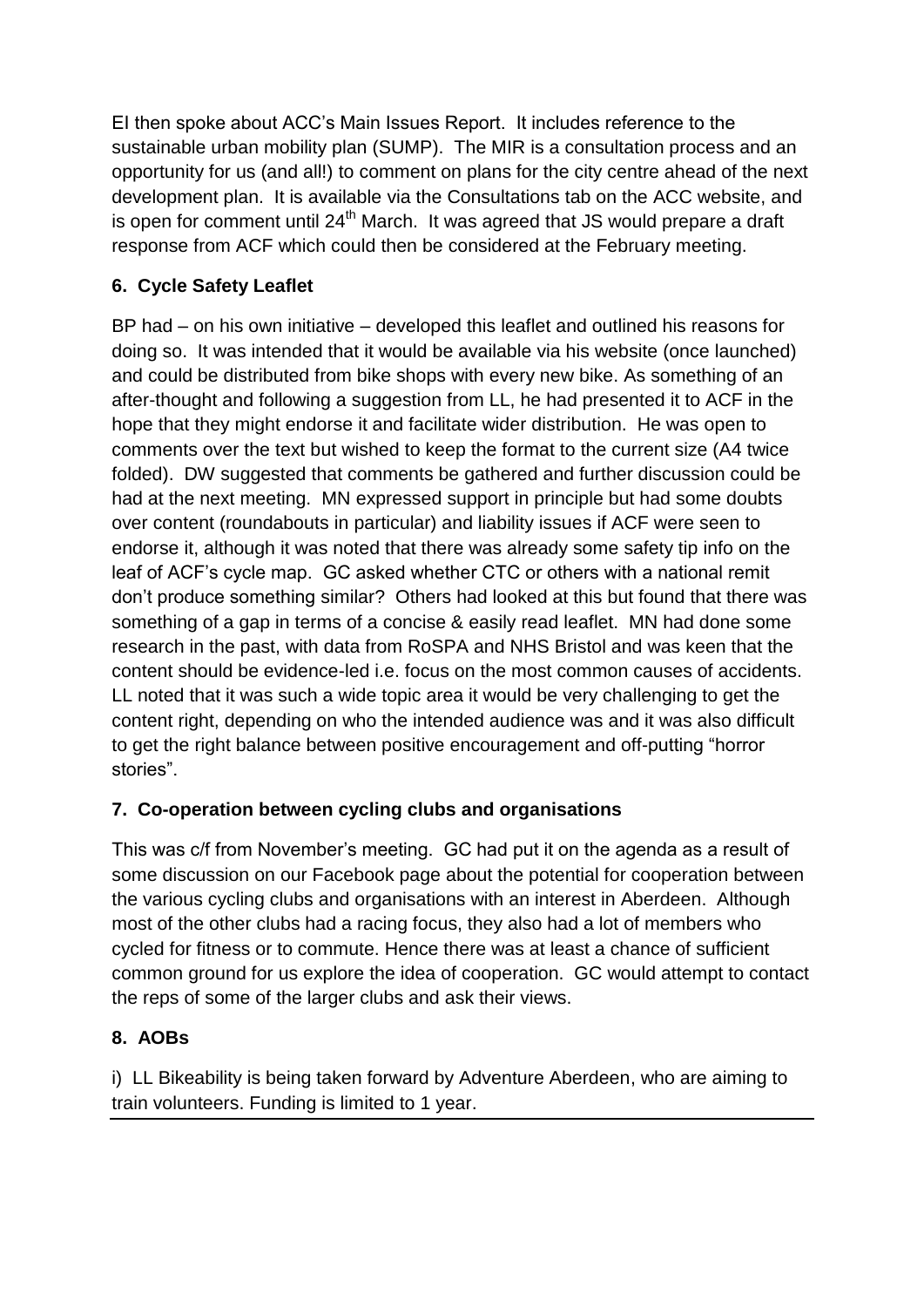EI then spoke about ACC's Main Issues Report. It includes reference to the sustainable urban mobility plan (SUMP). The MIR is a consultation process and an opportunity for us (and all!) to comment on plans for the city centre ahead of the next development plan. It is available via the Consultations tab on the ACC website, and is open for comment until 24th March. It was agreed that JS would prepare a draft response from ACF which could then be considered at the February meeting.

### 6. Cycle Safety Leaflet

BP had – on his own initiative – developed this leaflet and outlined his reasons for doing so. It was intended that it would be available via his website (once launched) and could be distributed from bike shops with every new bike. As something of an after-thought and following a suggestion from LL, he had presented it to ACF in the hope that they might endorse it and facilitate wider distribution. He was open to comments over the text but wished to keep the format to the current size (A4 twice folded). DW suggested that comments be gathered and further discussion could be had at the next meeting. MN expressed support in principle but had some doubts over content (roundabouts in particular) and liability issues if ACF were seen to endorse it, although it was noted that there was already some safety tip info on the leaf of ACF's cycle map. GC asked whether CTC or others with a national remit don't produce something similar? Others had looked at this but found that there was something of a gap in terms of a concise & easily read leaflet. MN had done some research in the past, with data from RoSPA and NHS Bristol and was keen that the content should be evidence-led i.e. focus on the most common causes of accidents. LL noted that it was such a wide topic area it would be very challenging to get the content right, depending on who the intended audience was and it was also difficult to get the right balance between positive encouragement and off-putting "horror stories".

### 7. Co-operation between cycling clubs and organisations

This was c/f from November's meeting. GC had put it on the agenda as a result of some discussion on our Facebook page about the potential for cooperation between the various cycling clubs and organisations with an interest in Aberdeen. Although most of the other clubs had a racing focus, they also had a lot of members who cycled for fitness or to commute. Hence there was at least a chance of sufficient common ground for us explore the idea of cooperation. GC would attempt to contact the reps of some of the larger clubs and ask their views.

### 8. AOBs

i) LL Bikeability is being taken forward by Adventure Aberdeen, who are aiming to train volunteers. Funding is limited to 1 year.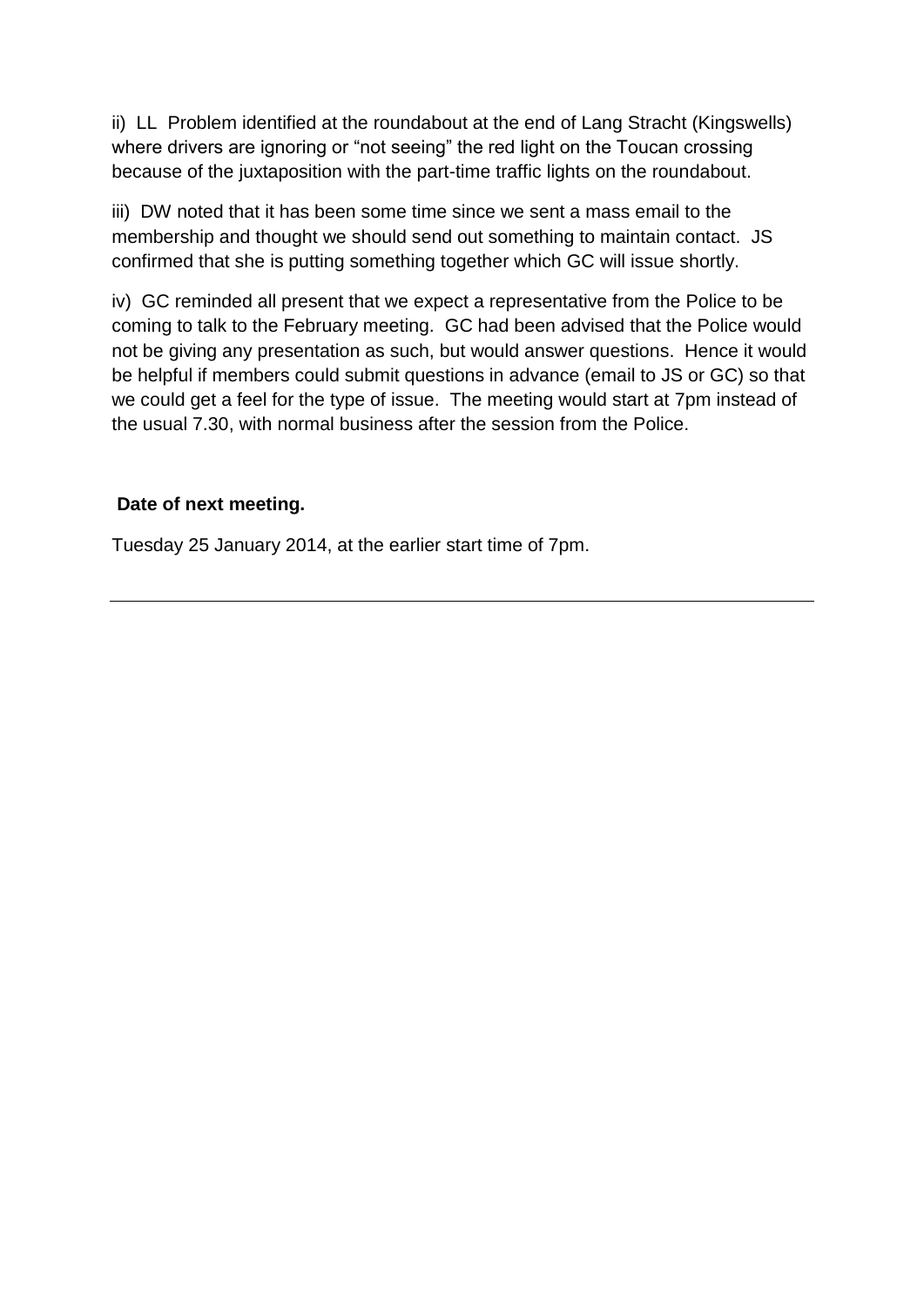ii)  LL  Problem identified at the roundabout at the end of Lang Stracht (Kingswells) where drivers are ignoring or “not seeing” the red light on the Toucan crossing because of the juxtaposition with the part-time traffic lights on the roundabout.

iii)  DW noted that it has been some time since we sent a mass email to the membership and thought we should send out something to maintain contact.  JS confirmed that she is putting something together which GC will issue shortly.

iv)  GC reminded all present that we expect a representative from the Police to be coming to talk to the February meeting.  GC had been advised that the Police would not be giving any presentation as such, but would answer questions.  Hence it would be helpful if members could submit questions in advance (email to JS or GC) so that we could get a feel for the type of issue.  The meeting would start at 7pm instead of the usual 7.30, with normal business after the session from the Police.

**Date of next meeting.**

Tuesday 25 January 2014, at the earlier start time of 7pm.

---